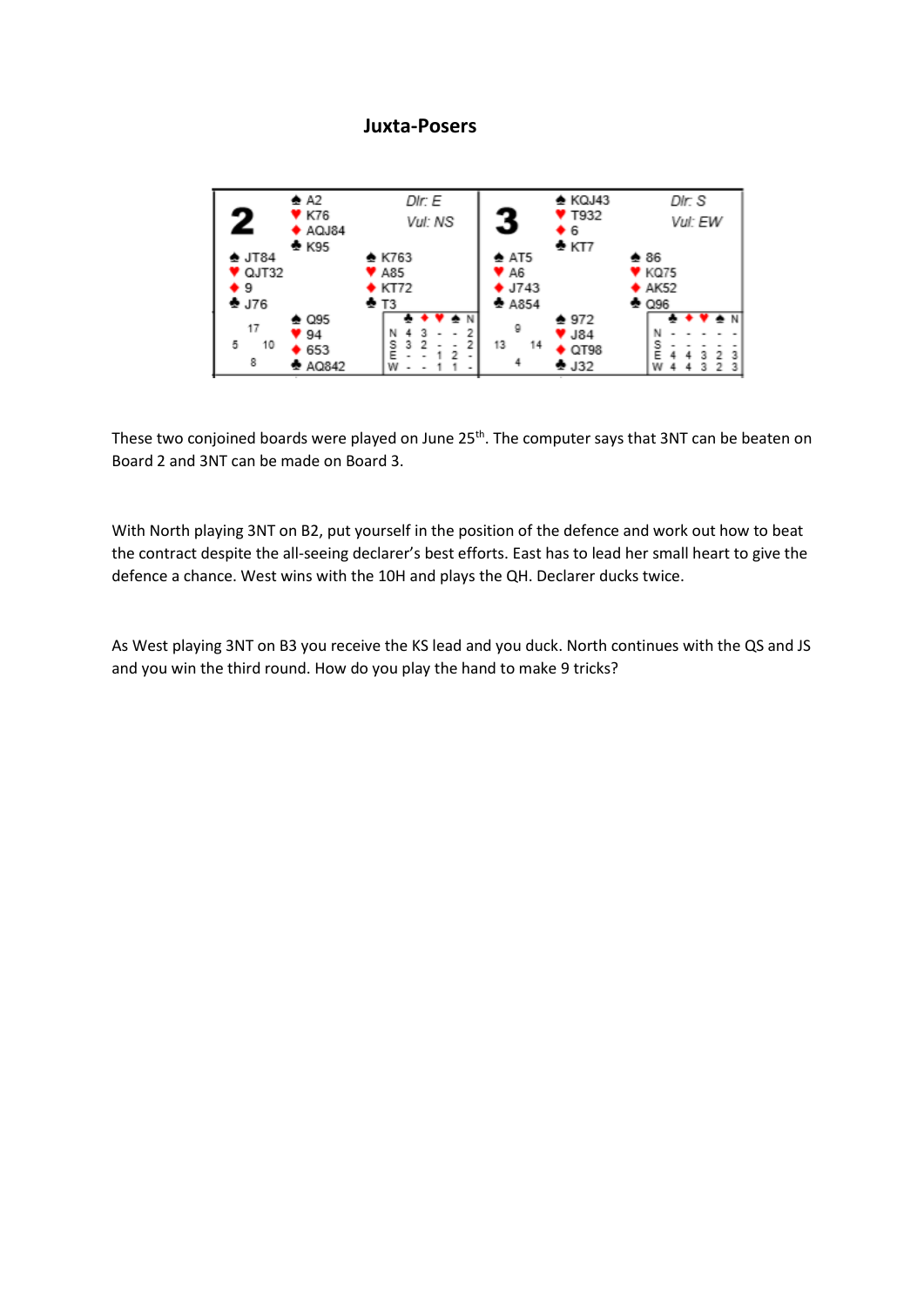# Juxta-Posers

**Board 2** — Dlr: E, Vul: NS

| | North | |
|---|---|---|
| | ♠ A2<br>♥ K76<br>♦ AQJ84<br>♣ K95 | |
| **West**<br>♠ JT84<br>♥ QJT32<br>♦ 9<br>♣ J76 | | **East**<br>♠ K763<br>♥ A85<br>♦ KT72<br>♣ T3 |
| | **South**<br>♠ Q95<br>♥ 94<br>♦ 653<br>♣ AQ842 | |

HCP: N 17, E 10, S 8, W 5

| | ♣ | ♦ | ♥ | ♠ | N |
|---|---|---|---|---|---|
| N | 4 | 3 | - | - | 2 |
| S | 3 | 2 | - | - | 2 |
| E | - | - | 1 | 2 | - |
| W | - | - | 1 | 1 | - |

**Board 3** — Dlr: S, Vul: EW

| | North | |
|---|---|---|
| | ♠ KQJ43<br>♥ T932<br>♦ 6<br>♣ KT7 | |
| **West**<br>♠ AT5<br>♥ A6<br>♦ J743<br>♣ A854 | | **East**<br>♠ 86<br>♥ KQ75<br>♦ AK52<br>♣ Q96 |
| | **South**<br>♠ 972<br>♥ J84<br>♦ QT98<br>♣ J32 | |

HCP: N 9, E 14, S 4, W 13

| | ♣ | ♦ | ♥ | ♠ | N |
|---|---|---|---|---|---|
| N | - | - | - | - | - |
| S | - | - | - | - | - |
| E | 4 | 4 | 3 | 2 | 3 |
| W | 4 | 4 | 3 | 2 | 3 |

These two conjoined boards were played on June 25th. The computer says that 3NT can be beaten on Board 2 and 3NT can be made on Board 3.

With North playing 3NT on B2, put yourself in the position of the defence and work out how to beat the contract despite the all-seeing declarer's best efforts. East has to lead her small heart to give the defence a chance. West wins with the 10H and plays the QH. Declarer ducks twice.

As West playing 3NT on B3 you receive the KS lead and you duck. North continues with the QS and JS and you win the third round. How do you play the hand to make 9 tricks?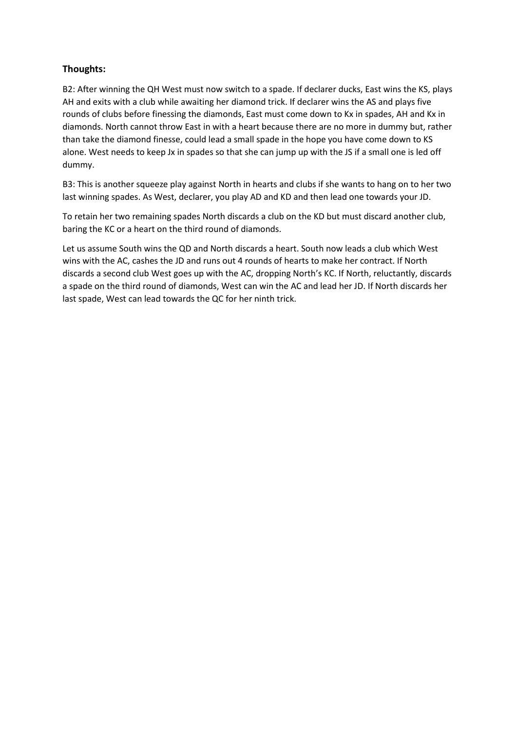### **Thoughts:**

B2: After winning the QH West must now switch to a spade. If declarer ducks, East wins the KS, plays AH and exits with a club while awaiting her diamond trick. If declarer wins the AS and plays five rounds of clubs before finessing the diamonds, East must come down to Kx in spades, AH and Kx in diamonds. North cannot throw East in with a heart because there are no more in dummy but, rather than take the diamond finesse, could lead a small spade in the hope you have come down to KS alone. West needs to keep Jx in spades so that she can jump up with the JS if a small one is led off dummy.

B3: This is another squeeze play against North in hearts and clubs if she wants to hang on to her two last winning spades. As West, declarer, you play AD and KD and then lead one towards your JD.

To retain her two remaining spades North discards a club on the KD but must discard another club, baring the KC or a heart on the third round of diamonds.

Let us assume South wins the QD and North discards a heart. South now leads a club which West wins with the AC, cashes the JD and runs out 4 rounds of hearts to make her contract. If North discards a second club West goes up with the AC, dropping North's KC. If North, reluctantly, discards a spade on the third round of diamonds, West can win the AC and lead her JD. If North discards her last spade, West can lead towards the QC for her ninth trick.